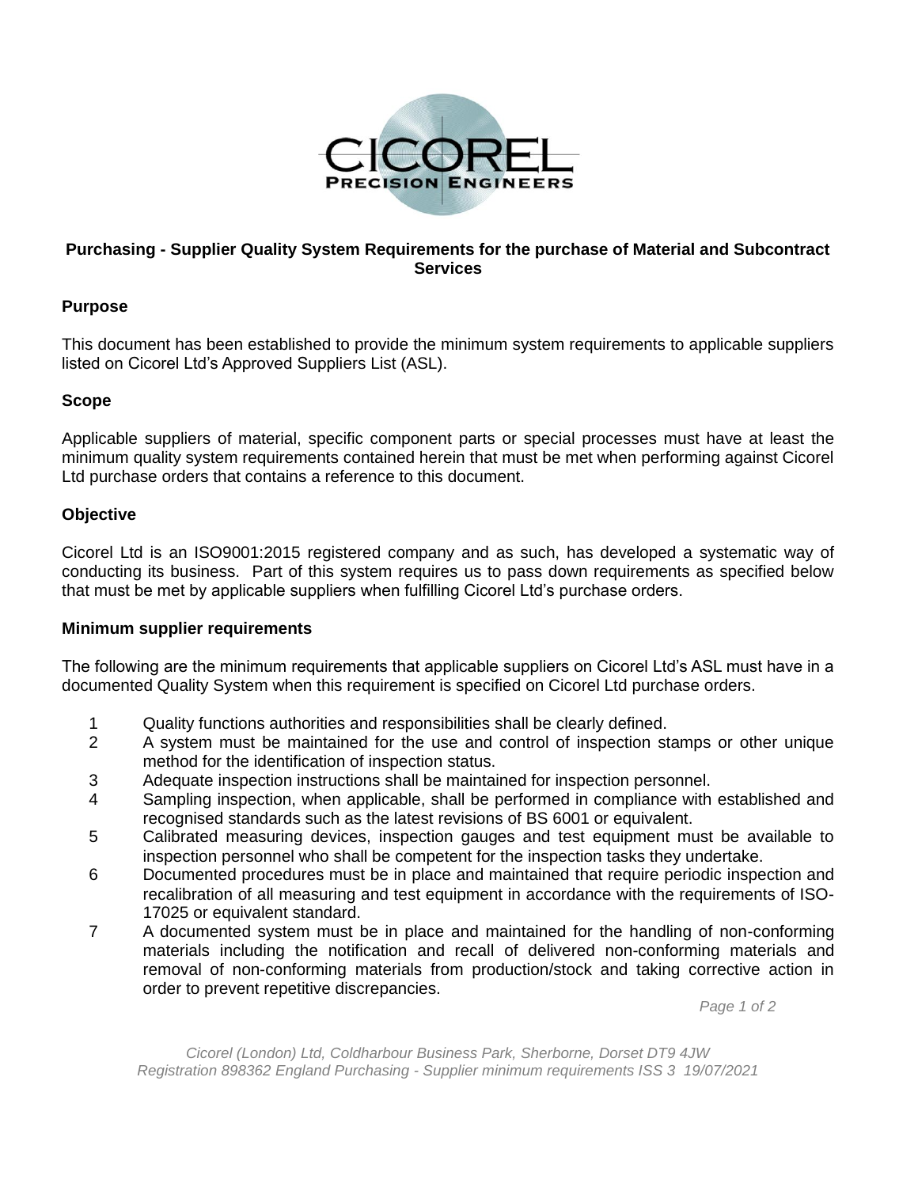# Purchasing - Supplier Quality System Requirements for the purchase of Material and Subcontract Services

## Purpose

This document has been established to provide the minimum system requirements to applicable suppliers listed on Cicorel Ltd's Approved Suppliers List (ASL).

## Scope

Applicable suppliers of material, specific component parts or special processes must have at least the minimum quality system requirements contained herein that must be met when performing against Cicorel Ltd purchase orders that contains a reference to this document.

## Objective

Cicorel Ltd is an ISO9001:2015 registered company and as such, has developed a systematic way of conducting its business. Part of this system requires us to pass down requirements as specified below that must be met by applicable suppliers when fulfilling Cicorel Ltd's purchase orders.

## Minimum supplier requirements

The following are the minimum requirements that applicable suppliers on Cicorel Ltd's ASL must have in a documented Quality System when this requirement is specified on Cicorel Ltd purchase orders.

1. Quality functions authorities and responsibilities shall be clearly defined.
2. A system must be maintained for the use and control of inspection stamps or other unique method for the identification of inspection status.
3. Adequate inspection instructions shall be maintained for inspection personnel.
4. Sampling inspection, when applicable, shall be performed in compliance with established and recognised standards such as the latest revisions of BS 6001 or equivalent.
5. Calibrated measuring devices, inspection gauges and test equipment must be available to inspection personnel who shall be competent for the inspection tasks they undertake.
6. Documented procedures must be in place and maintained that require periodic inspection and recalibration of all measuring and test equipment in accordance with the requirements of ISO-17025 or equivalent standard.
7. A documented system must be in place and maintained for the handling of non-conforming materials including the notification and recall of delivered non-conforming materials and removal of non-conforming materials from production/stock and taking corrective action in order to prevent repetitive discrepancies.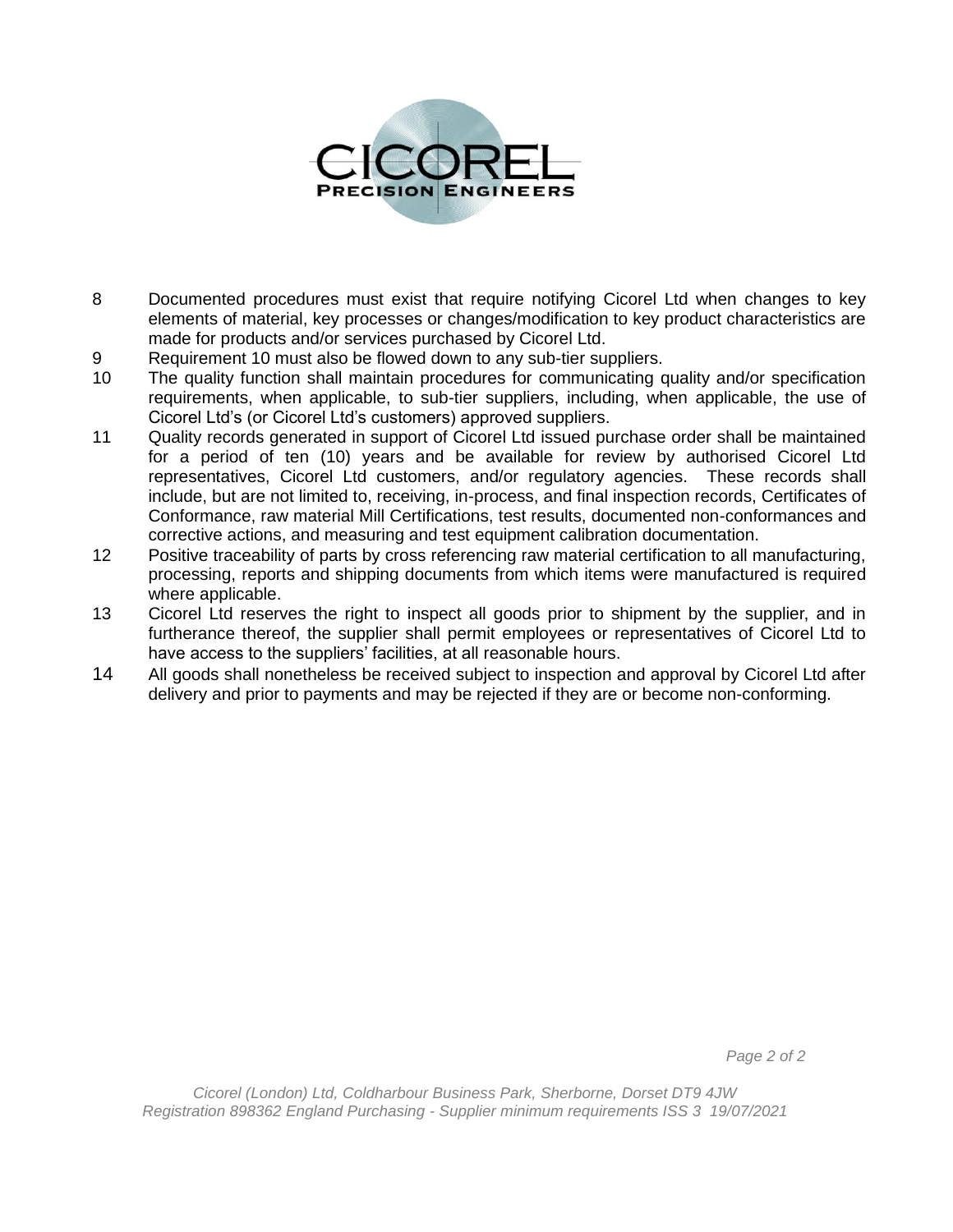8. Documented procedures must exist that require notifying Cicorel Ltd when changes to key elements of material, key processes or changes/modification to key product characteristics are made for products and/or services purchased by Cicorel Ltd.
9. Requirement 10 must also be flowed down to any sub-tier suppliers.
10. The quality function shall maintain procedures for communicating quality and/or specification requirements, when applicable, to sub-tier suppliers, including, when applicable, the use of Cicorel Ltd's (or Cicorel Ltd's customers) approved suppliers.
11. Quality records generated in support of Cicorel Ltd issued purchase order shall be maintained for a period of ten (10) years and be available for review by authorised Cicorel Ltd representatives, Cicorel Ltd customers, and/or regulatory agencies. These records shall include, but are not limited to, receiving, in-process, and final inspection records, Certificates of Conformance, raw material Mill Certifications, test results, documented non-conformances and corrective actions, and measuring and test equipment calibration documentation.
12. Positive traceability of parts by cross referencing raw material certification to all manufacturing, processing, reports and shipping documents from which items were manufactured is required where applicable.
13. Cicorel Ltd reserves the right to inspect all goods prior to shipment by the supplier, and in furtherance thereof, the supplier shall permit employees or representatives of Cicorel Ltd to have access to the suppliers' facilities, at all reasonable hours.
14. All goods shall nonetheless be received subject to inspection and approval by Cicorel Ltd after delivery and prior to payments and may be rejected if they are or become non-conforming.